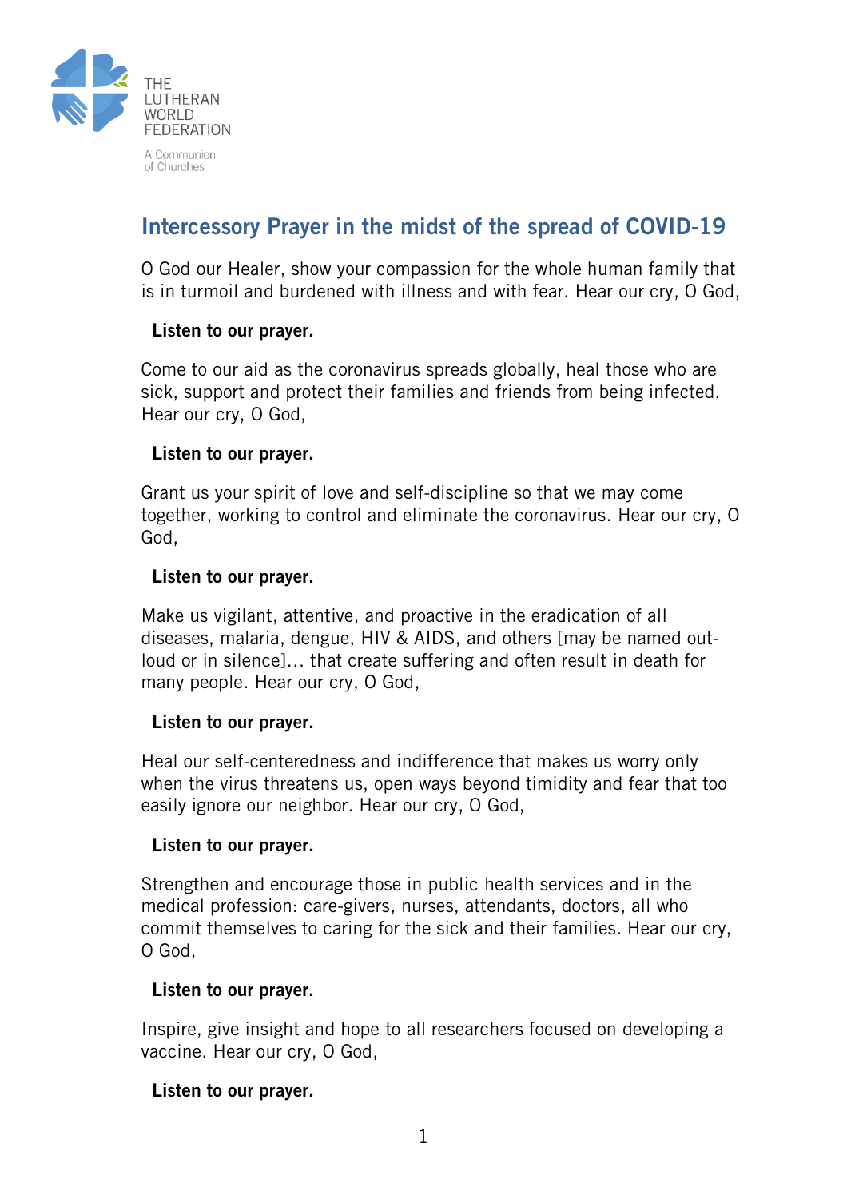THE LUTHERAN WORLD FEDERATION

A Communion of Churches

## Intercessory Prayer in the midst of the spread of COVID-19

O God our Healer, show your compassion for the whole human family that is in turmoil and burdened with illness and with fear. Hear our cry, O God,

**Listen to our prayer.**

Come to our aid as the coronavirus spreads globally, heal those who are sick, support and protect their families and friends from being infected. Hear our cry, O God,

**Listen to our prayer.**

Grant us your spirit of love and self-discipline so that we may come together, working to control and eliminate the coronavirus. Hear our cry, O God,

**Listen to our prayer.**

Make us vigilant, attentive, and proactive in the eradication of all diseases, malaria, dengue, HIV & AIDS, and others [may be named out-loud or in silence]… that create suffering and often result in death for many people. Hear our cry, O God,

**Listen to our prayer.**

Heal our self-centeredness and indifference that makes us worry only when the virus threatens us, open ways beyond timidity and fear that too easily ignore our neighbor. Hear our cry, O God,

**Listen to our prayer.**

Strengthen and encourage those in public health services and in the medical profession: care-givers, nurses, attendants, doctors, all who commit themselves to caring for the sick and their families. Hear our cry, O God,

**Listen to our prayer.**

Inspire, give insight and hope to all researchers focused on developing a vaccine. Hear our cry, O God,

**Listen to our prayer.**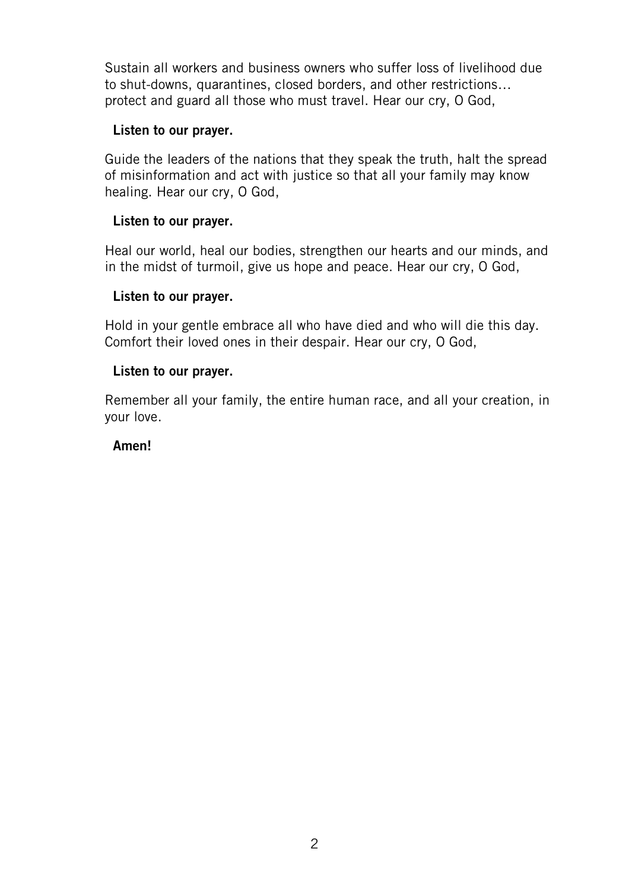Sustain all workers and business owners who suffer loss of livelihood due to shut-downs, quarantines, closed borders, and other restrictions… protect and guard all those who must travel. Hear our cry, O God,

**Listen to our prayer.**

Guide the leaders of the nations that they speak the truth, halt the spread of misinformation and act with justice so that all your family may know healing. Hear our cry, O God,

**Listen to our prayer.**

Heal our world, heal our bodies, strengthen our hearts and our minds, and in the midst of turmoil, give us hope and peace. Hear our cry, O God,

**Listen to our prayer.**

Hold in your gentle embrace all who have died and who will die this day. Comfort their loved ones in their despair. Hear our cry, O God,

**Listen to our prayer.**

Remember all your family, the entire human race, and all your creation, in your love.

**Amen!**